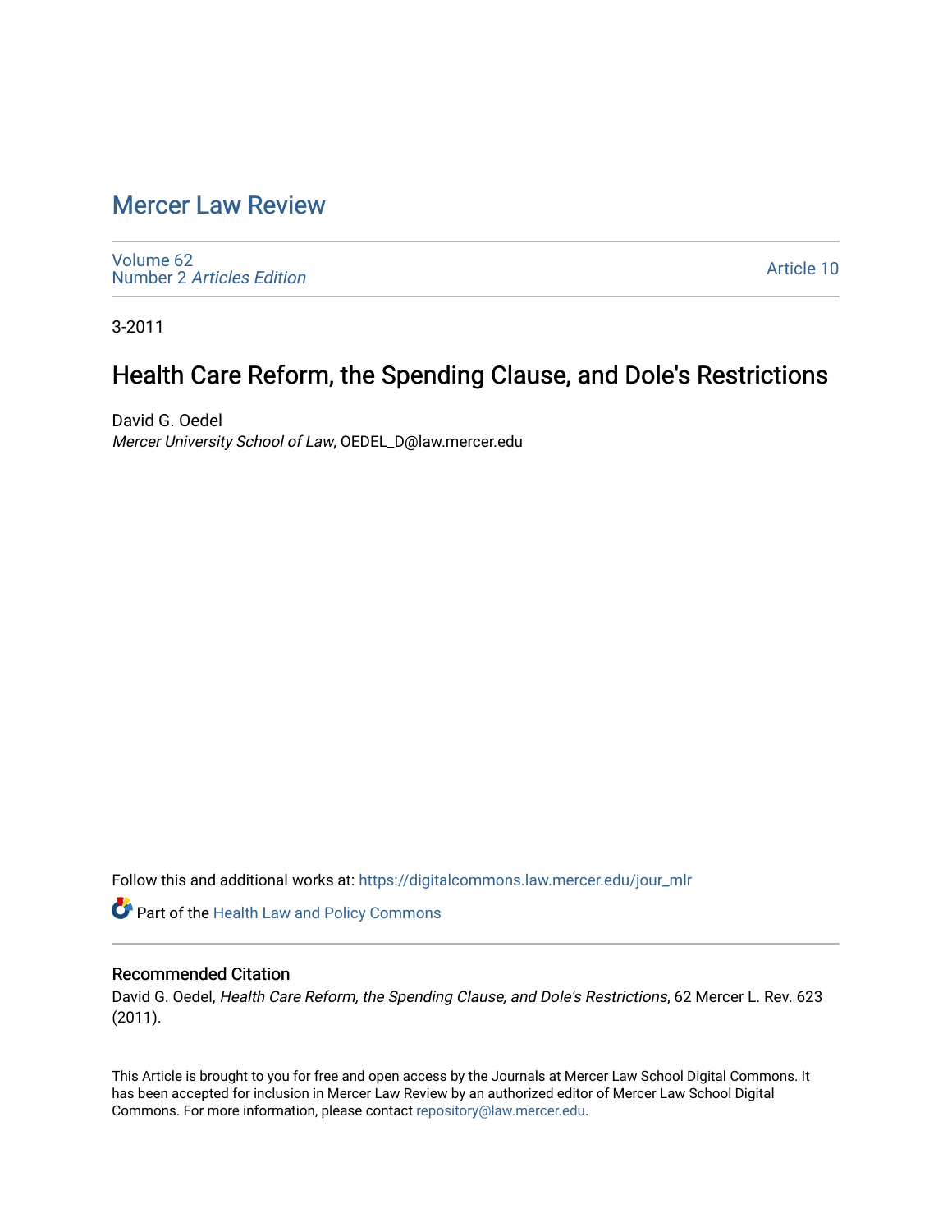# Mercer Law Review

Volume 62
Number 2 *Articles Edition*

Article 10

3-2011

## Health Care Reform, the Spending Clause, and Dole's Restrictions

David G. Oedel
*Mercer University School of Law*, OEDEL_D@law.mercer.edu

Follow this and additional works at: https://digitalcommons.law.mercer.edu/jour_mlr

Part of the Health Law and Policy Commons

### Recommended Citation

David G. Oedel, *Health Care Reform, the Spending Clause, and Dole's Restrictions*, 62 Mercer L. Rev. 623 (2011).

This Article is brought to you for free and open access by the Journals at Mercer Law School Digital Commons. It has been accepted for inclusion in Mercer Law Review by an authorized editor of Mercer Law School Digital Commons. For more information, please contact repository@law.mercer.edu.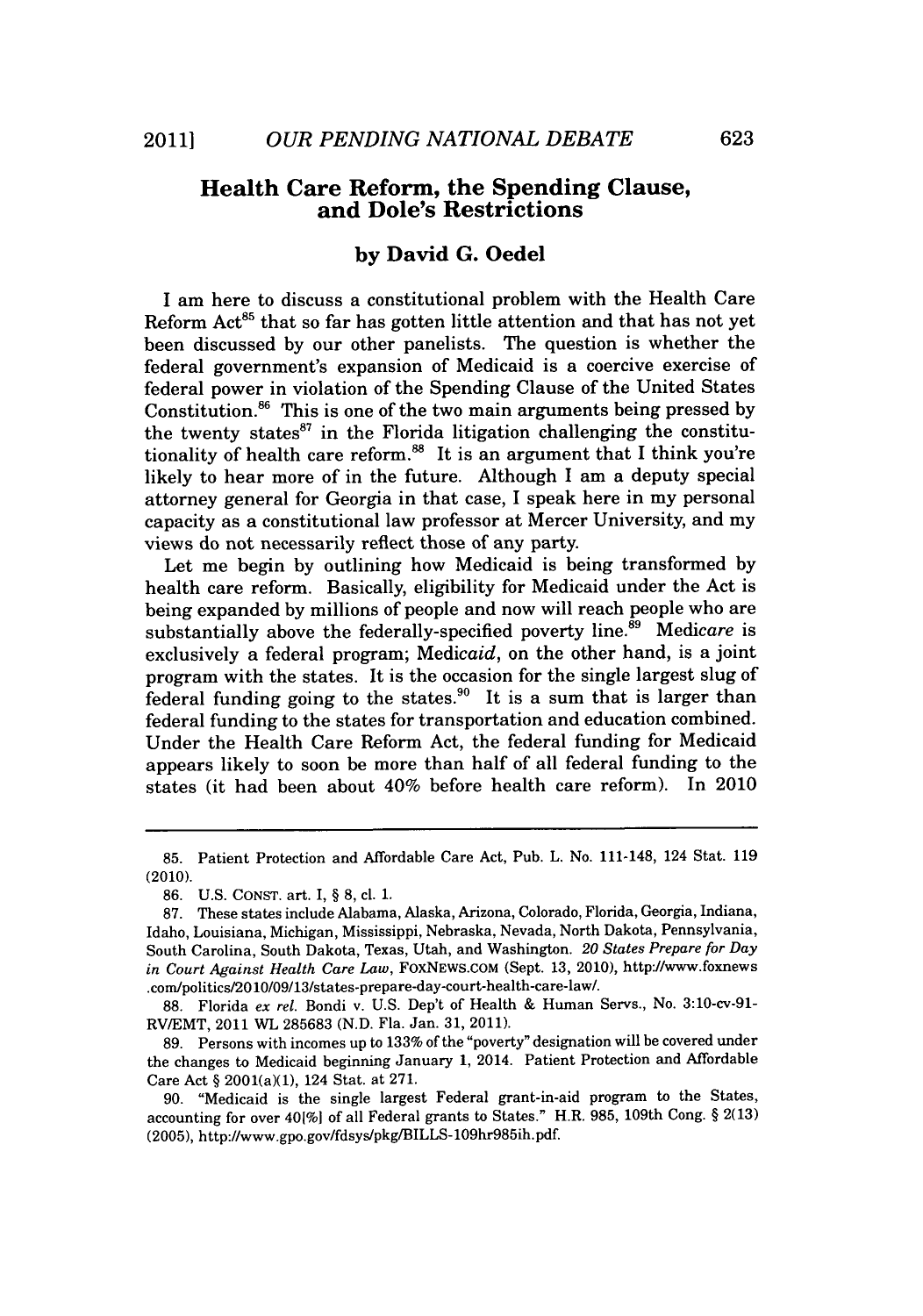## Health Care Reform, the Spending Clause, and Dole's Restrictions

### by David G. Oedel

I am here to discuss a constitutional problem with the Health Care Reform Act[85] that so far has gotten little attention and that has not yet been discussed by our other panelists. The question is whether the federal government's expansion of Medicaid is a coercive exercise of federal power in violation of the Spending Clause of the United States Constitution.[86] This is one of the two main arguments being pressed by the twenty states[87] in the Florida litigation challenging the constitutionality of health care reform.[88] It is an argument that I think you're likely to hear more of in the future. Although I am a deputy special attorney general for Georgia in that case, I speak here in my personal capacity as a constitutional law professor at Mercer University, and my views do not necessarily reflect those of any party.

Let me begin by outlining how Medicaid is being transformed by health care reform. Basically, eligibility for Medicaid under the Act is being expanded by millions of people and now will reach people who are substantially above the federally-specified poverty line.[89] Medi*care* is exclusively a federal program; Medi*caid*, on the other hand, is a joint program with the states. It is the occasion for the single largest slug of federal funding going to the states.[90] It is a sum that is larger than federal funding to the states for transportation and education combined. Under the Health Care Reform Act, the federal funding for Medicaid appears likely to soon be more than half of all federal funding to the states (it had been about 40% before health care reform). In 2010

---

85. Patient Protection and Affordable Care Act, Pub. L. No. 111-148, 124 Stat. 119 (2010).

86. U.S. CONST. art. I, § 8, cl. 1.

87. These states include Alabama, Alaska, Arizona, Colorado, Florida, Georgia, Indiana, Idaho, Louisiana, Michigan, Mississippi, Nebraska, Nevada, North Dakota, Pennsylvania, South Carolina, South Dakota, Texas, Utah, and Washington. *20 States Prepare for Day in Court Against Health Care Law*, FOXNEWS.COM (Sept. 13, 2010), http://www.foxnews.com/politics/2010/09/13/states-prepare-day-court-health-care-law/.

88. Florida *ex rel.* Bondi v. U.S. Dep't of Health & Human Servs., No. 3:10-cv-91-RV/EMT, 2011 WL 285683 (N.D. Fla. Jan. 31, 2011).

89. Persons with incomes up to 133% of the "poverty" designation will be covered under the changes to Medicaid beginning January 1, 2014. Patient Protection and Affordable Care Act § 2001(a)(1), 124 Stat. at 271.

90. "Medicaid is the single largest Federal grant-in-aid program to the States, accounting for over 40[%] of all Federal grants to States." H.R. 985, 109th Cong. § 2(13) (2005), http://www.gpo.gov/fdsys/pkg/BILLS-109hr985ih.pdf.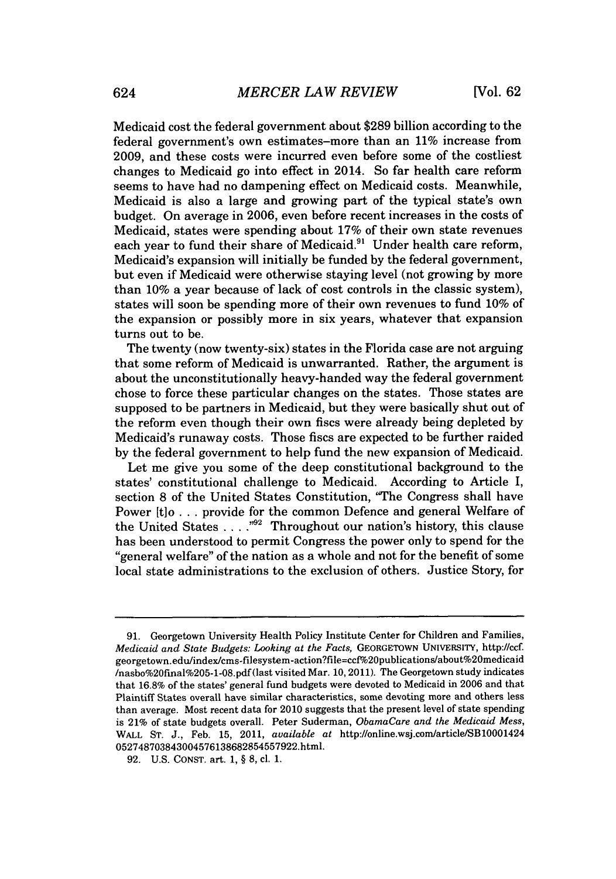Medicaid cost the federal government about $289 billion according to the federal government's own estimates–more than an 11% increase from 2009, and these costs were incurred even before some of the costliest changes to Medicaid go into effect in 2014. So far health care reform seems to have had no dampening effect on Medicaid costs. Meanwhile, Medicaid is also a large and growing part of the typical state's own budget. On average in 2006, even before recent increases in the costs of Medicaid, states were spending about 17% of their own state revenues each year to fund their share of Medicaid.[91] Under health care reform, Medicaid's expansion will initially be funded by the federal government, but even if Medicaid were otherwise staying level (not growing by more than 10% a year because of lack of cost controls in the classic system), states will soon be spending more of their own revenues to fund 10% of the expansion or possibly more in six years, whatever that expansion turns out to be.

The twenty (now twenty-six) states in the Florida case are not arguing that some reform of Medicaid is unwarranted. Rather, the argument is about the unconstitutionally heavy-handed way the federal government chose to force these particular changes on the states. Those states are supposed to be partners in Medicaid, but they were basically shut out of the reform even though their own fiscs were already being depleted by Medicaid's runaway costs. Those fiscs are expected to be further raided by the federal government to help fund the new expansion of Medicaid.

Let me give you some of the deep constitutional background to the states' constitutional challenge to Medicaid. According to Article I, section 8 of the United States Constitution, "The Congress shall have Power [t]o . . . provide for the common Defence and general Welfare of the United States . . . ."[92] Throughout our nation's history, this clause has been understood to permit Congress the power only to spend for the "general welfare" of the nation as a whole and not for the benefit of some local state administrations to the exclusion of others. Justice Story, for

---

91. Georgetown University Health Policy Institute Center for Children and Families, *Medicaid and State Budgets: Looking at the Facts,* GEORGETOWN UNIVERSITY, http://ccf.georgetown.edu/index/cms-filesystem-action?file=ccf%20publications/about%20medicaid/nasbo%20final%205-1-08.pdf (last visited Mar. 10, 2011). The Georgetown study indicates that 16.8% of the states' general fund budgets were devoted to Medicaid in 2006 and that Plaintiff States overall have similar characteristics, some devoting more and others less than average. Most recent data for 2010 suggests that the present level of state spending is 21% of state budgets overall. Peter Suderman, *ObamaCare and the Medicaid Mess,* WALL ST. J., Feb. 15, 2011, *available at* http://online.wsj.com/article/SB10001424052748703843004576138682854557922.html.

92. U.S. CONST. art. 1, § 8, cl. 1.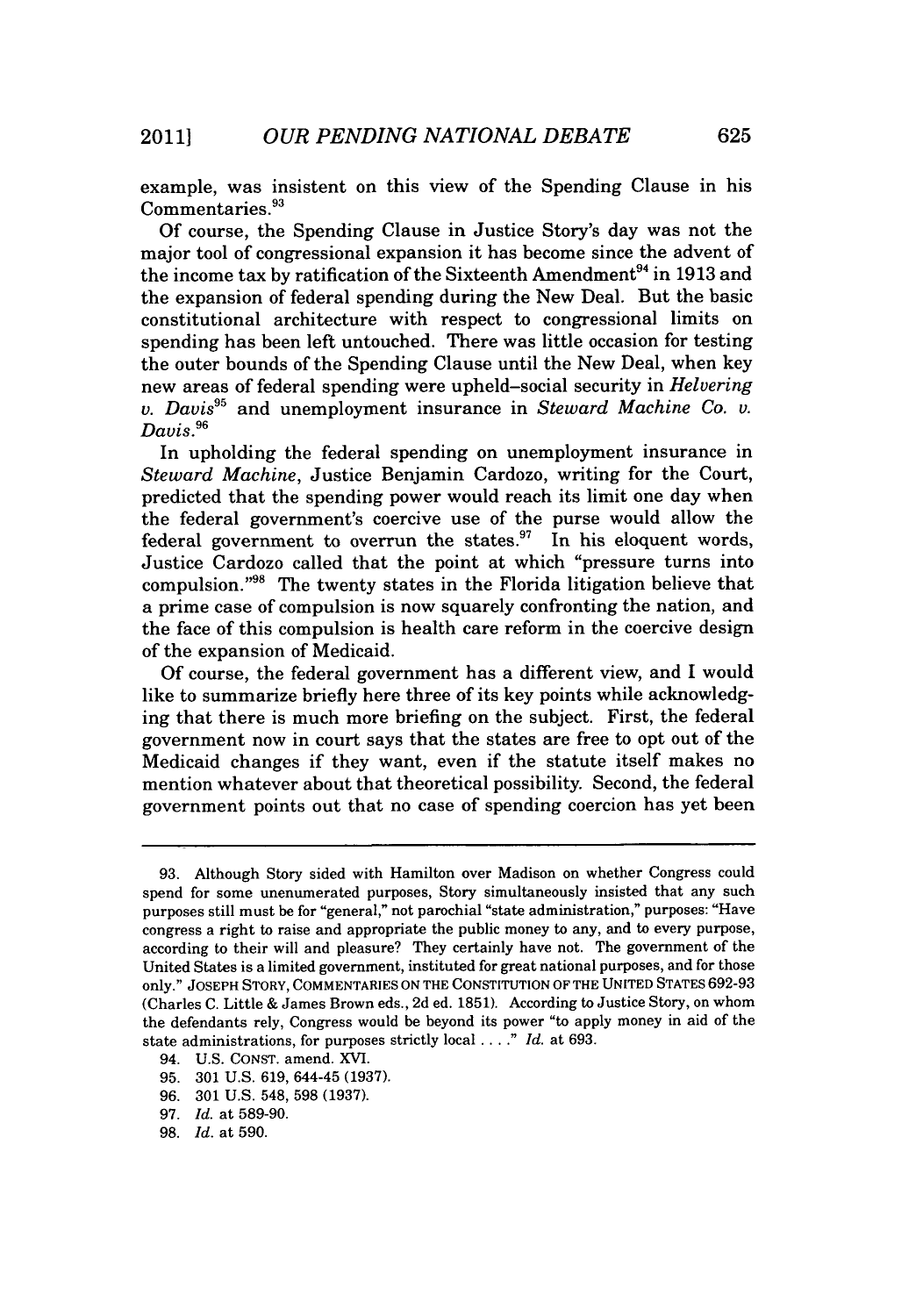example, was insistent on this view of the Spending Clause in his Commentaries.[93]

Of course, the Spending Clause in Justice Story's day was not the major tool of congressional expansion it has become since the advent of the income tax by ratification of the Sixteenth Amendment[94] in 1913 and the expansion of federal spending during the New Deal. But the basic constitutional architecture with respect to congressional limits on spending has been left untouched. There was little occasion for testing the outer bounds of the Spending Clause until the New Deal, when key new areas of federal spending were upheld–social security in *Helvering v. Davis*[95] and unemployment insurance in *Steward Machine Co. v. Davis*.[96]

In upholding the federal spending on unemployment insurance in *Steward Machine*, Justice Benjamin Cardozo, writing for the Court, predicted that the spending power would reach its limit one day when the federal government's coercive use of the purse would allow the federal government to overrun the states.[97] In his eloquent words, Justice Cardozo called that the point at which "pressure turns into compulsion."[98] The twenty states in the Florida litigation believe that a prime case of compulsion is now squarely confronting the nation, and the face of this compulsion is health care reform in the coercive design of the expansion of Medicaid.

Of course, the federal government has a different view, and I would like to summarize briefly here three of its key points while acknowledging that there is much more briefing on the subject. First, the federal government now in court says that the states are free to opt out of the Medicaid changes if they want, even if the statute itself makes no mention whatever about that theoretical possibility. Second, the federal government points out that no case of spending coercion has yet been

---

93. Although Story sided with Hamilton over Madison on whether Congress could spend for some unenumerated purposes, Story simultaneously insisted that any such purposes still must be for "general," not parochial "state administration," purposes: "Have congress a right to raise and appropriate the public money to any, and to every purpose, according to their will and pleasure? They certainly have not. The government of the United States is a limited government, instituted for great national purposes, and for those only." JOSEPH STORY, COMMENTARIES ON THE CONSTITUTION OF THE UNITED STATES 692-93 (Charles C. Little & James Brown eds., 2d ed. 1851). According to Justice Story, on whom the defendants rely, Congress would be beyond its power "to apply money in aid of the state administrations, for purposes strictly local . . . ." *Id.* at 693.

94. U.S. CONST. amend. XVI.

95. 301 U.S. 619, 644-45 (1937).

96. 301 U.S. 548, 598 (1937).

97. *Id.* at 589-90.

98. *Id.* at 590.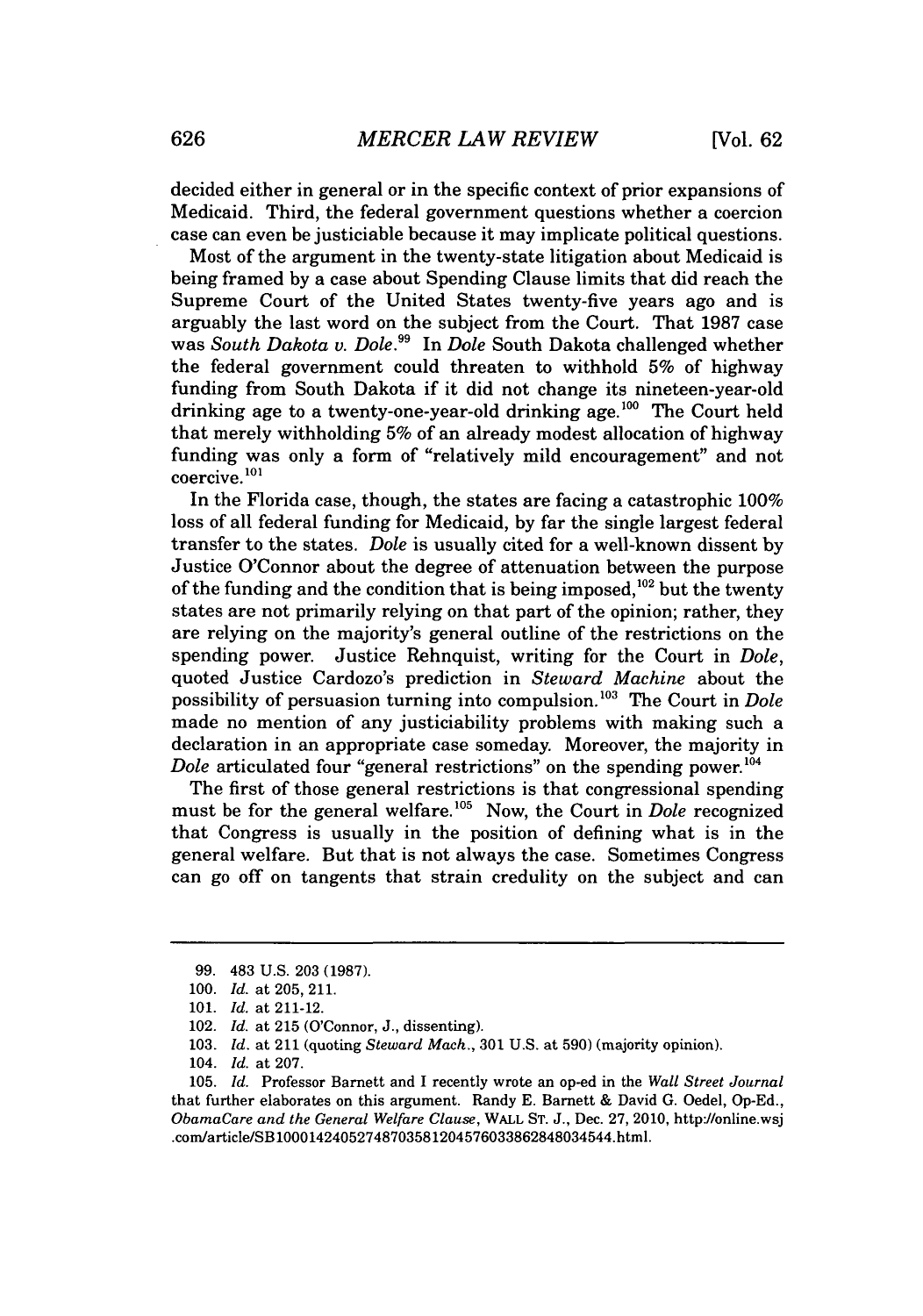decided either in general or in the specific context of prior expansions of Medicaid. Third, the federal government questions whether a coercion case can even be justiciable because it may implicate political questions.

Most of the argument in the twenty-state litigation about Medicaid is being framed by a case about Spending Clause limits that did reach the Supreme Court of the United States twenty-five years ago and is arguably the last word on the subject from the Court. That 1987 case was *South Dakota v. Dole*.[99] In *Dole* South Dakota challenged whether the federal government could threaten to withhold 5% of highway funding from South Dakota if it did not change its nineteen-year-old drinking age to a twenty-one-year-old drinking age.[100] The Court held that merely withholding 5% of an already modest allocation of highway funding was only a form of "relatively mild encouragement" and not coercive.[101]

In the Florida case, though, the states are facing a catastrophic 100% loss of all federal funding for Medicaid, by far the single largest federal transfer to the states. *Dole* is usually cited for a well-known dissent by Justice O'Connor about the degree of attenuation between the purpose of the funding and the condition that is being imposed,[102] but the twenty states are not primarily relying on that part of the opinion; rather, they are relying on the majority's general outline of the restrictions on the spending power. Justice Rehnquist, writing for the Court in *Dole*, quoted Justice Cardozo's prediction in *Steward Machine* about the possibility of persuasion turning into compulsion.[103] The Court in *Dole* made no mention of any justiciability problems with making such a declaration in an appropriate case someday. Moreover, the majority in *Dole* articulated four "general restrictions" on the spending power.[104]

The first of those general restrictions is that congressional spending must be for the general welfare.[105] Now, the Court in *Dole* recognized that Congress is usually in the position of defining what is in the general welfare. But that is not always the case. Sometimes Congress can go off on tangents that strain credulity on the subject and can

---

99. 483 U.S. 203 (1987).

100. *Id.* at 205, 211.

101. *Id.* at 211-12.

102. *Id.* at 215 (O'Connor, J., dissenting).

103. *Id.* at 211 (quoting *Steward Mach.*, 301 U.S. at 590) (majority opinion).

104. *Id.* at 207.

105. *Id.* Professor Barnett and I recently wrote an op-ed in the *Wall Street Journal* that further elaborates on this argument. Randy E. Barnett & David G. Oedel, Op-Ed., *ObamaCare and the General Welfare Clause*, WALL ST. J., Dec. 27, 2010, http://online.wsj.com/article/SB10001424052748703581204576033862848034544.html.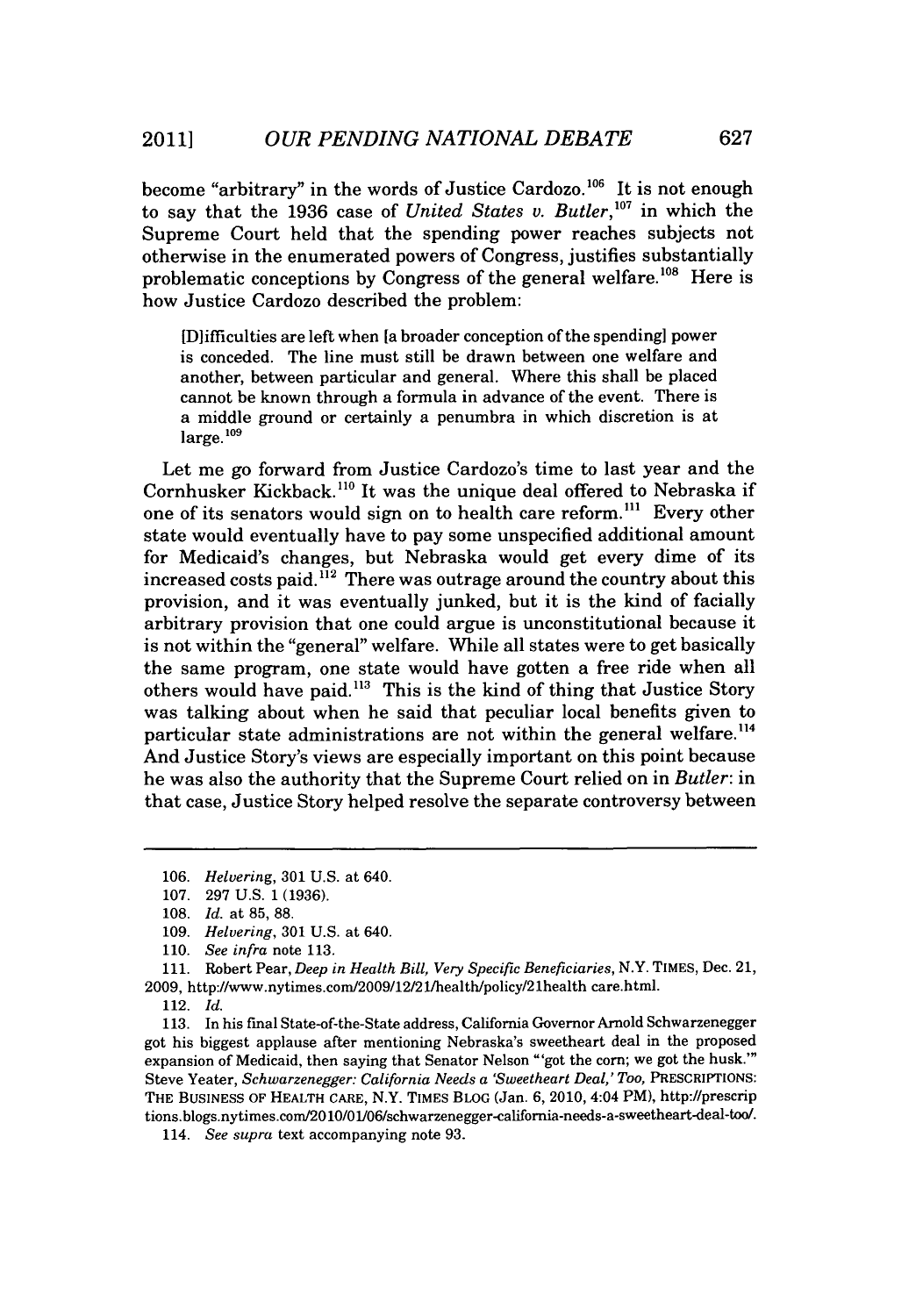become "arbitrary" in the words of Justice Cardozo.[106] It is not enough to say that the 1936 case of *United States v. Butler*,[107] in which the Supreme Court held that the spending power reaches subjects not otherwise in the enumerated powers of Congress, justifies substantially problematic conceptions by Congress of the general welfare.[108] Here is how Justice Cardozo described the problem:

> [D]ifficulties are left when [a broader conception of the spending] power is conceded. The line must still be drawn between one welfare and another, between particular and general. Where this shall be placed cannot be known through a formula in advance of the event. There is a middle ground or certainly a penumbra in which discretion is at large.[109]

Let me go forward from Justice Cardozo's time to last year and the Cornhusker Kickback.[110] It was the unique deal offered to Nebraska if one of its senators would sign on to health care reform.[111] Every other state would eventually have to pay some unspecified additional amount for Medicaid's changes, but Nebraska would get every dime of its increased costs paid.[112] There was outrage around the country about this provision, and it was eventually junked, but it is the kind of facially arbitrary provision that one could argue is unconstitutional because it is not within the "general" welfare. While all states were to get basically the same program, one state would have gotten a free ride when all others would have paid.[113] This is the kind of thing that Justice Story was talking about when he said that peculiar local benefits given to particular state administrations are not within the general welfare.[114] And Justice Story's views are especially important on this point because he was also the authority that the Supreme Court relied on in *Butler*: in that case, Justice Story helped resolve the separate controversy between

---

106. *Helvering*, 301 U.S. at 640.

107. 297 U.S. 1 (1936).

108. *Id.* at 85, 88.

109. *Helvering*, 301 U.S. at 640.

110. *See infra* note 113.

111. Robert Pear, *Deep in Health Bill, Very Specific Beneficiaries*, N.Y. TIMES, Dec. 21, 2009, http://www.nytimes.com/2009/12/21/health/policy/21health care.html.

112. *Id.*

113. In his final State-of-the-State address, California Governor Arnold Schwarzenegger got his biggest applause after mentioning Nebraska's sweetheart deal in the proposed expansion of Medicaid, then saying that Senator Nelson "'got the corn; we got the husk.'" Steve Yeater, *Schwarzenegger: California Needs a 'Sweetheart Deal,' Too*, PRESCRIPTIONS: THE BUSINESS OF HEALTH CARE, N.Y. TIMES BLOG (Jan. 6, 2010, 4:04 PM), http://prescriptions.blogs.nytimes.com/2010/01/06/schwarzenegger-california-needs-a-sweetheart-deal-too/.

114. *See supra* text accompanying note 93.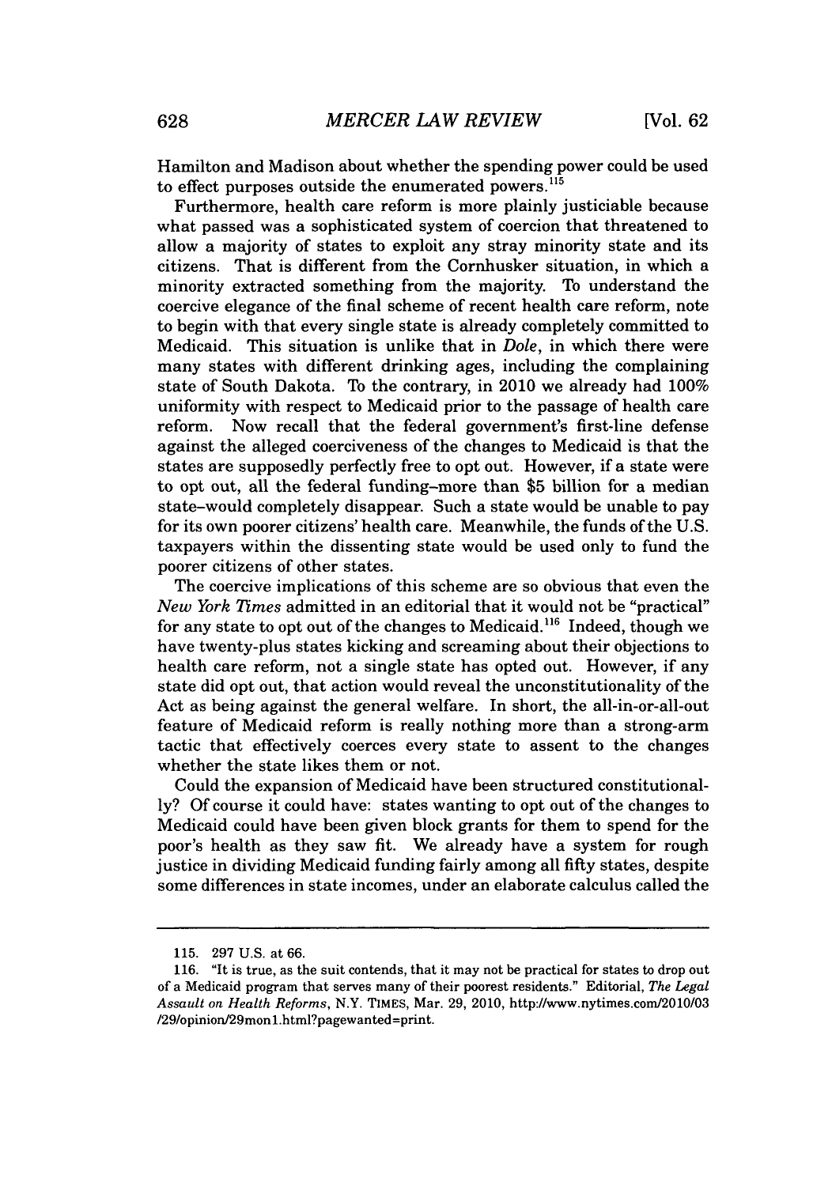Hamilton and Madison about whether the spending power could be used to effect purposes outside the enumerated powers.[115]

Furthermore, health care reform is more plainly justiciable because what passed was a sophisticated system of coercion that threatened to allow a majority of states to exploit any stray minority state and its citizens. That is different from the Cornhusker situation, in which a minority extracted something from the majority. To understand the coercive elegance of the final scheme of recent health care reform, note to begin with that every single state is already completely committed to Medicaid. This situation is unlike that in *Dole*, in which there were many states with different drinking ages, including the complaining state of South Dakota. To the contrary, in 2010 we already had 100% uniformity with respect to Medicaid prior to the passage of health care reform. Now recall that the federal government's first-line defense against the alleged coerciveness of the changes to Medicaid is that the states are supposedly perfectly free to opt out. However, if a state were to opt out, all the federal funding–more than $5 billion for a median state–would completely disappear. Such a state would be unable to pay for its own poorer citizens' health care. Meanwhile, the funds of the U.S. taxpayers within the dissenting state would be used only to fund the poorer citizens of other states.

The coercive implications of this scheme are so obvious that even the *New York Times* admitted in an editorial that it would not be "practical" for any state to opt out of the changes to Medicaid.[116] Indeed, though we have twenty-plus states kicking and screaming about their objections to health care reform, not a single state has opted out. However, if any state did opt out, that action would reveal the unconstitutionality of the Act as being against the general welfare. In short, the all-in-or-all-out feature of Medicaid reform is really nothing more than a strong-arm tactic that effectively coerces every state to assent to the changes whether the state likes them or not.

Could the expansion of Medicaid have been structured constitutionally? Of course it could have: states wanting to opt out of the changes to Medicaid could have been given block grants for them to spend for the poor's health as they saw fit. We already have a system for rough justice in dividing Medicaid funding fairly among all fifty states, despite some differences in state incomes, under an elaborate calculus called the

---

115. 297 U.S. at 66.

116. "It is true, as the suit contends, that it may not be practical for states to drop out of a Medicaid program that serves many of their poorest residents." Editorial, *The Legal Assault on Health Reforms*, N.Y. TIMES, Mar. 29, 2010, http://www.nytimes.com/2010/03/29/opinion/29mon1.html?pagewanted=print.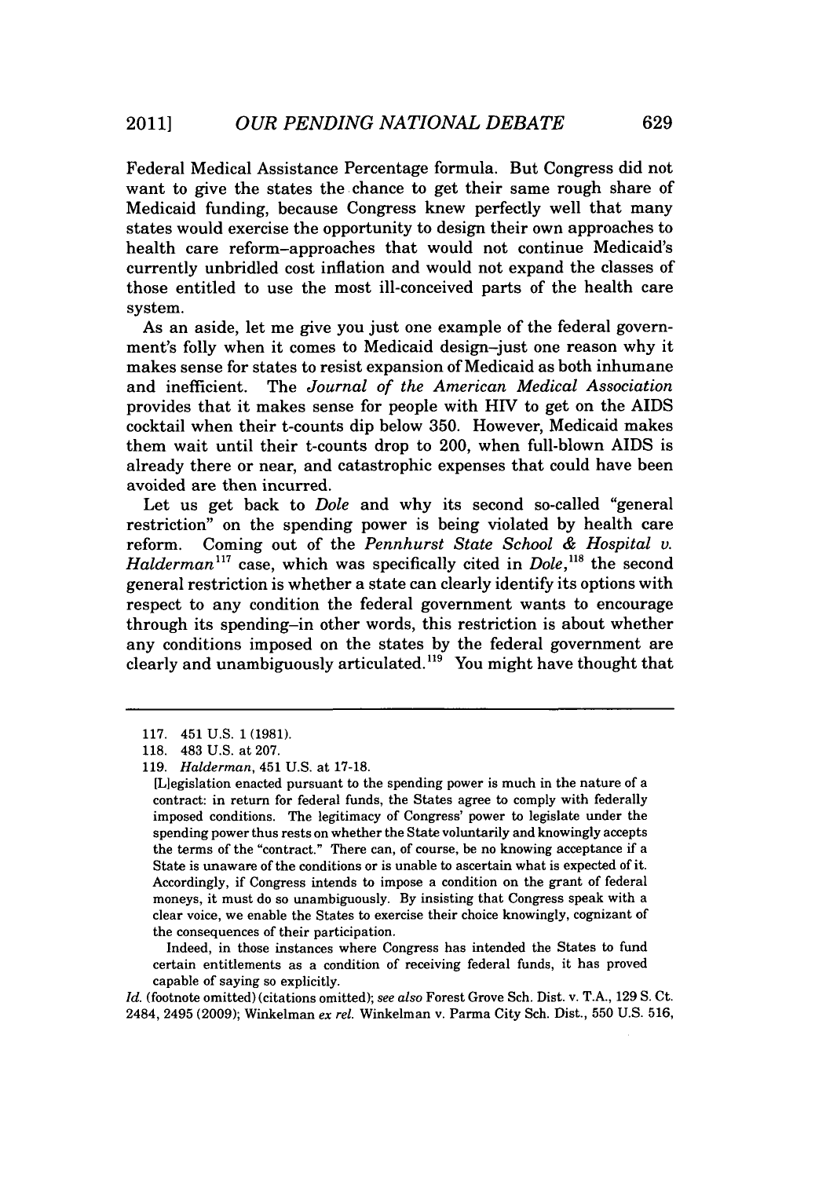Federal Medical Assistance Percentage formula. But Congress did not want to give the states the chance to get their same rough share of Medicaid funding, because Congress knew perfectly well that many states would exercise the opportunity to design their own approaches to health care reform–approaches that would not continue Medicaid's currently unbridled cost inflation and would not expand the classes of those entitled to use the most ill-conceived parts of the health care system.

As an aside, let me give you just one example of the federal government's folly when it comes to Medicaid design–just one reason why it makes sense for states to resist expansion of Medicaid as both inhumane and inefficient. The *Journal of the American Medical Association* provides that it makes sense for people with HIV to get on the AIDS cocktail when their t-counts dip below 350. However, Medicaid makes them wait until their t-counts drop to 200, when full-blown AIDS is already there or near, and catastrophic expenses that could have been avoided are then incurred.

Let us get back to *Dole* and why its second so-called "general restriction" on the spending power is being violated by health care reform. Coming out of the *Pennhurst State School & Hospital v. Halderman*[117] case, which was specifically cited in *Dole*,[118] the second general restriction is whether a state can clearly identify its options with respect to any condition the federal government wants to encourage through its spending–in other words, this restriction is about whether any conditions imposed on the states by the federal government are clearly and unambiguously articulated.[119] You might have thought that

---

117. 451 U.S. 1 (1981).

118. 483 U.S. at 207.

119. *Halderman*, 451 U.S. at 17-18.

> [L]egislation enacted pursuant to the spending power is much in the nature of a contract: in return for federal funds, the States agree to comply with federally imposed conditions. The legitimacy of Congress' power to legislate under the spending power thus rests on whether the State voluntarily and knowingly accepts the terms of the "contract." There can, of course, be no knowing acceptance if a State is unaware of the conditions or is unable to ascertain what is expected of it. Accordingly, if Congress intends to impose a condition on the grant of federal moneys, it must do so unambiguously. By insisting that Congress speak with a clear voice, we enable the States to exercise their choice knowingly, cognizant of the consequences of their participation.
>
> Indeed, in those instances where Congress has intended the States to fund certain entitlements as a condition of receiving federal funds, it has proved capable of saying so explicitly.

*Id.* (footnote omitted) (citations omitted); *see also* Forest Grove Sch. Dist. v. T.A., 129 S. Ct. 2484, 2495 (2009); Winkelman *ex rel.* Winkelman v. Parma City Sch. Dist., 550 U.S. 516,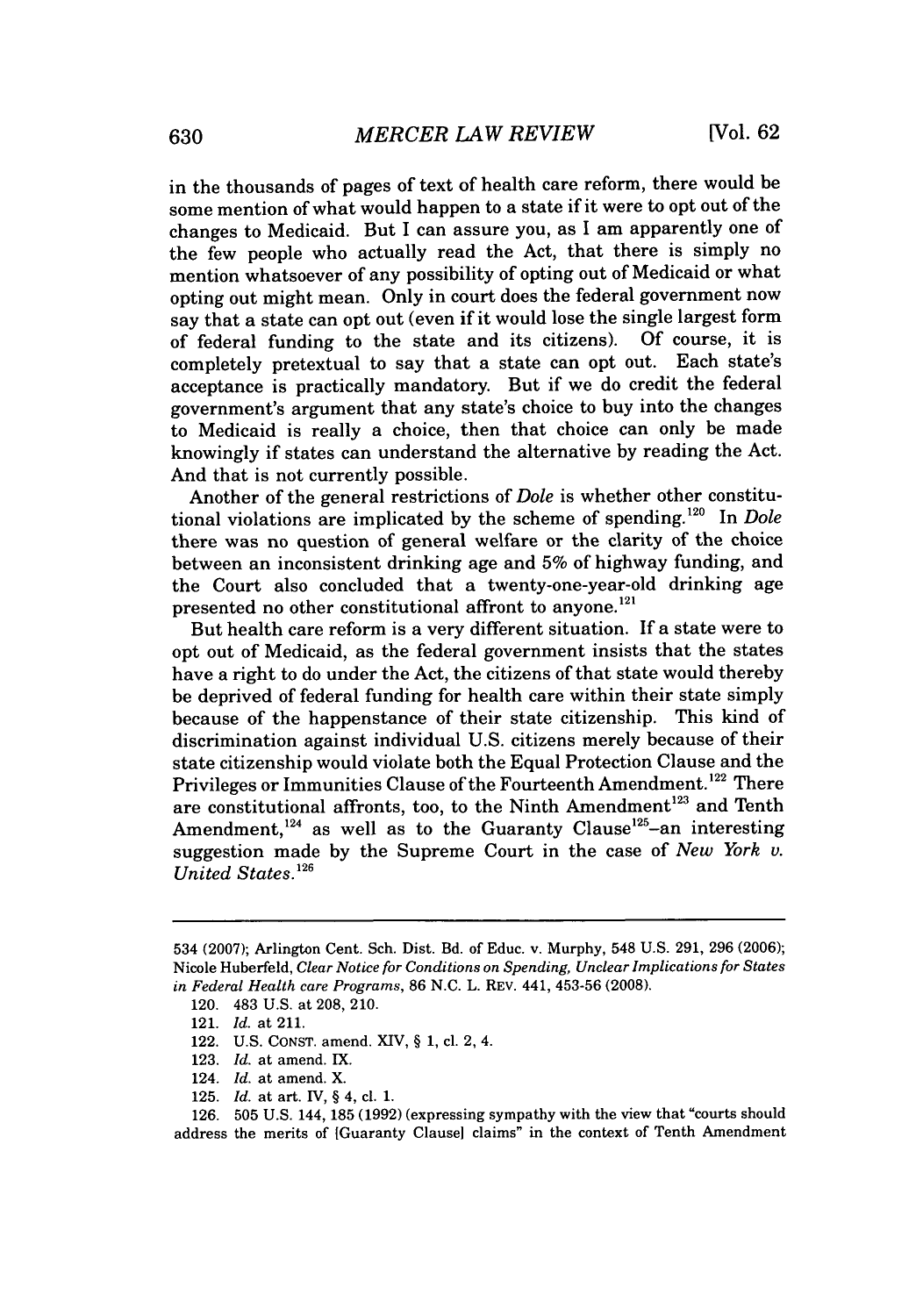in the thousands of pages of text of health care reform, there would be some mention of what would happen to a state if it were to opt out of the changes to Medicaid. But I can assure you, as I am apparently one of the few people who actually read the Act, that there is simply no mention whatsoever of any possibility of opting out of Medicaid or what opting out might mean. Only in court does the federal government now say that a state can opt out (even if it would lose the single largest form of federal funding to the state and its citizens). Of course, it is completely pretextual to say that a state can opt out. Each state's acceptance is practically mandatory. But if we do credit the federal government's argument that any state's choice to buy into the changes to Medicaid is really a choice, then that choice can only be made knowingly if states can understand the alternative by reading the Act. And that is not currently possible.

Another of the general restrictions of *Dole* is whether other constitutional violations are implicated by the scheme of spending.[120] In *Dole* there was no question of general welfare or the clarity of the choice between an inconsistent drinking age and 5% of highway funding, and the Court also concluded that a twenty-one-year-old drinking age presented no other constitutional affront to anyone.[121]

But health care reform is a very different situation. If a state were to opt out of Medicaid, as the federal government insists that the states have a right to do under the Act, the citizens of that state would thereby be deprived of federal funding for health care within their state simply because of the happenstance of their state citizenship. This kind of discrimination against individual U.S. citizens merely because of their state citizenship would violate both the Equal Protection Clause and the Privileges or Immunities Clause of the Fourteenth Amendment.[122] There are constitutional affronts, too, to the Ninth Amendment[123] and Tenth Amendment,[124] as well as to the Guaranty Clause[125]–an interesting suggestion made by the Supreme Court in the case of *New York v. United States*.[126]

---

534 (2007); Arlington Cent. Sch. Dist. Bd. of Educ. v. Murphy, 548 U.S. 291, 296 (2006); Nicole Huberfeld, *Clear Notice for Conditions on Spending, Unclear Implications for States in Federal Health care Programs*, 86 N.C. L. REV. 441, 453-56 (2008).

120. 483 U.S. at 208, 210.

121. *Id.* at 211.

122. U.S. CONST. amend. XIV, § 1, cl. 2, 4.

123. *Id.* at amend. IX.

124. *Id.* at amend. X.

125. *Id.* at art. IV, § 4, cl. 1.

126. 505 U.S. 144, 185 (1992) (expressing sympathy with the view that "courts should address the merits of [Guaranty Clause] claims" in the context of Tenth Amendment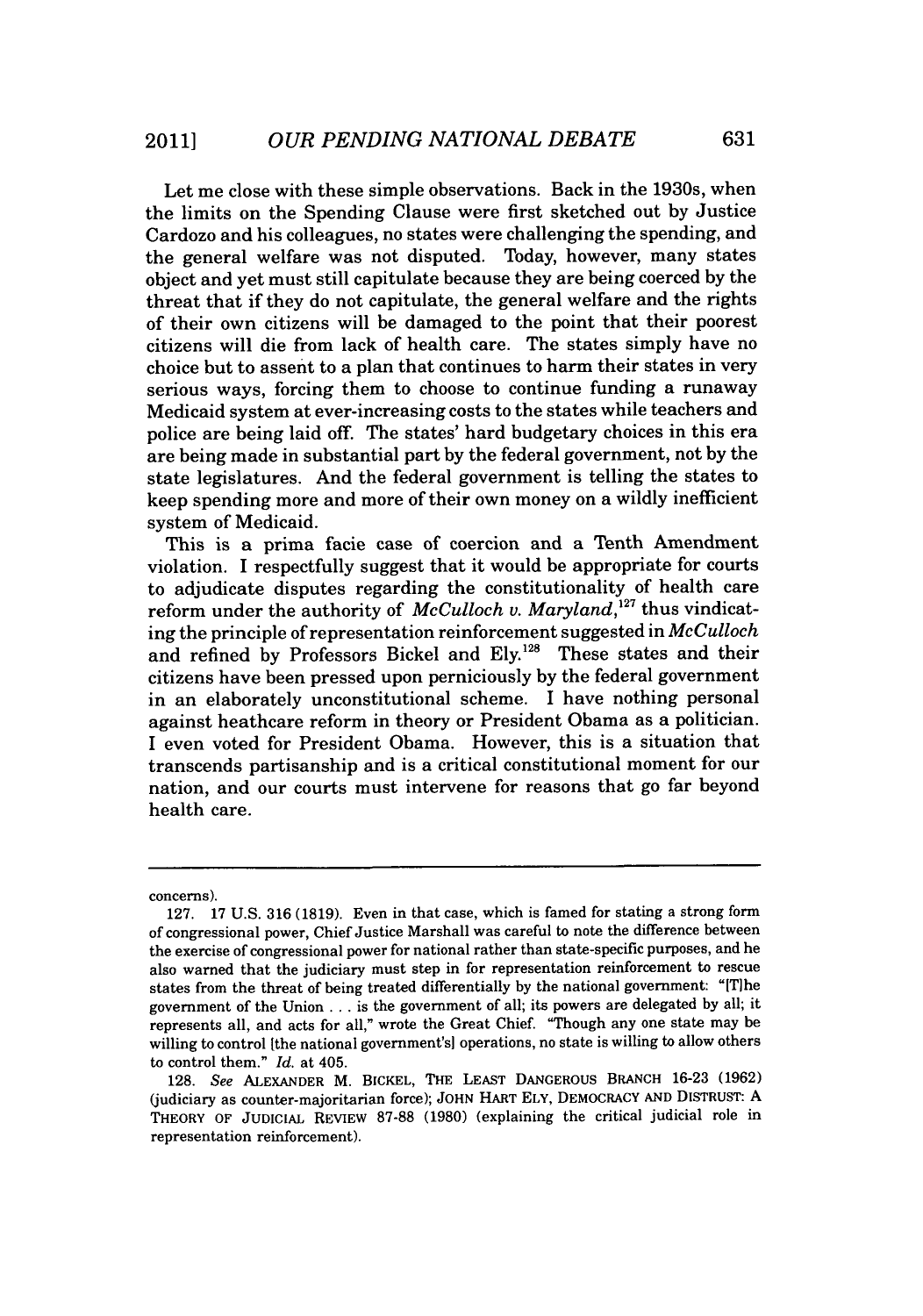Let me close with these simple observations. Back in the 1930s, when the limits on the Spending Clause were first sketched out by Justice Cardozo and his colleagues, no states were challenging the spending, and the general welfare was not disputed. Today, however, many states object and yet must still capitulate because they are being coerced by the threat that if they do not capitulate, the general welfare and the rights of their own citizens will be damaged to the point that their poorest citizens will die from lack of health care. The states simply have no choice but to assent to a plan that continues to harm their states in very serious ways, forcing them to choose to continue funding a runaway Medicaid system at ever-increasing costs to the states while teachers and police are being laid off. The states' hard budgetary choices in this era are being made in substantial part by the federal government, not by the state legislatures. And the federal government is telling the states to keep spending more and more of their own money on a wildly inefficient system of Medicaid.

This is a prima facie case of coercion and a Tenth Amendment violation. I respectfully suggest that it would be appropriate for courts to adjudicate disputes regarding the constitutionality of health care reform under the authority of *McCulloch v. Maryland*,[127] thus vindicating the principle of representation reinforcement suggested in *McCulloch* and refined by Professors Bickel and Ely.[128] These states and their citizens have been pressed upon perniciously by the federal government in an elaborately unconstitutional scheme. I have nothing personal against heathcare reform in theory or President Obama as a politician. I even voted for President Obama. However, this is a situation that transcends partisanship and is a critical constitutional moment for our nation, and our courts must intervene for reasons that go far beyond health care.

---

concerns).

127. 17 U.S. 316 (1819). Even in that case, which is famed for stating a strong form of congressional power, Chief Justice Marshall was careful to note the difference between the exercise of congressional power for national rather than state-specific purposes, and he also warned that the judiciary must step in for representation reinforcement to rescue states from the threat of being treated differentially by the national government: "[T]he government of the Union . . . is the government of all; its powers are delegated by all; it represents all, and acts for all," wrote the Great Chief. "Though any one state may be willing to control [the national government's] operations, no state is willing to allow others to control them." *Id.* at 405.

128. *See* ALEXANDER M. BICKEL, THE LEAST DANGEROUS BRANCH 16-23 (1962) (judiciary as counter-majoritarian force); JOHN HART ELY, DEMOCRACY AND DISTRUST: A THEORY OF JUDICIAL REVIEW 87-88 (1980) (explaining the critical judicial role in representation reinforcement).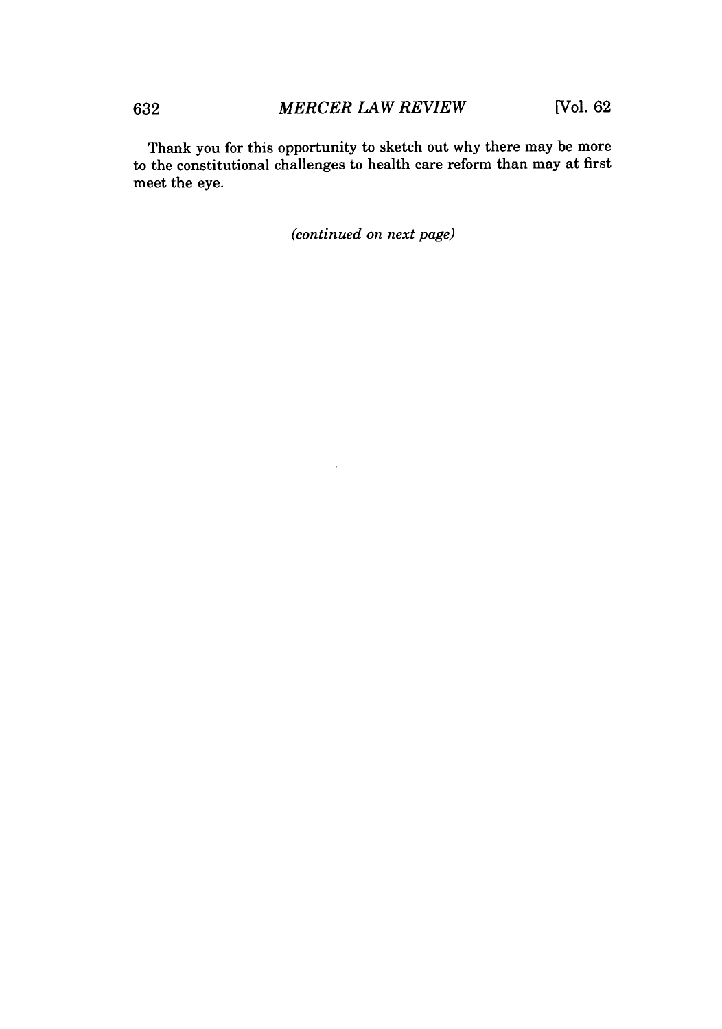Thank you for this opportunity to sketch out why there may be more to the constitutional challenges to health care reform than may at first meet the eye.

*(continued on next page)*